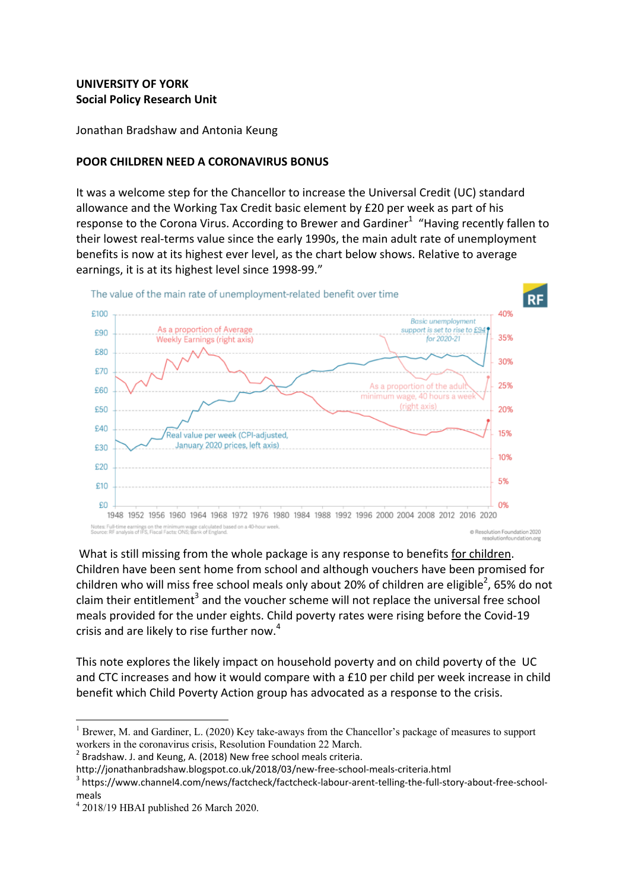**UNIVERSITY OF YORK**
**Social Policy Research Unit**

Jonathan Bradshaw and Antonia Keung

## POOR CHILDREN NEED A CORONAVIRUS BONUS

It was a welcome step for the Chancellor to increase the Universal Credit (UC) standard allowance and the Working Tax Credit basic element by £20 per week as part of his response to the Corona Virus. According to Brewer and Gardiner[1] "Having recently fallen to their lowest real-terms value since the early 1990s, the main adult rate of unemployment benefits is now at its highest ever level, as the chart below shows. Relative to average earnings, it is at its highest level since 1998-99."

The value of the main rate of unemployment-related benefit over time

Notes: Full-time earnings on the minimum wage calculated based on a 40-hour week.
Source: RF analysis of IFS, Fiscal Facts; ONS; Bank of England.

© Resolution Foundation 2020
resolutionfoundation.org

What is still missing from the whole package is any response to benefits for children. Children have been sent home from school and although vouchers have been promised for children who will miss free school meals only about 20% of children are eligible[2], 65% do not claim their entitlement[3] and the voucher scheme will not replace the universal free school meals provided for the under eights. Child poverty rates were rising before the Covid-19 crisis and are likely to rise further now.[4]

This note explores the likely impact on household poverty and on child poverty of the UC and CTC increases and how it would compare with a £10 per child per week increase in child benefit which Child Poverty Action group has advocated as a response to the crisis.

---

[1] Brewer, M. and Gardiner, L. (2020) Key take-aways from the Chancellor's package of measures to support workers in the coronavirus crisis, Resolution Foundation 22 March.

[2] Bradshaw. J. and Keung, A. (2018) New free school meals criteria. http://jonathanbradshaw.blogspot.co.uk/2018/03/new-free-school-meals-criteria.html

[3] https://www.channel4.com/news/factcheck/factcheck-labour-arent-telling-the-full-story-about-free-school-meals

[4] 2018/19 HBAI published 26 March 2020.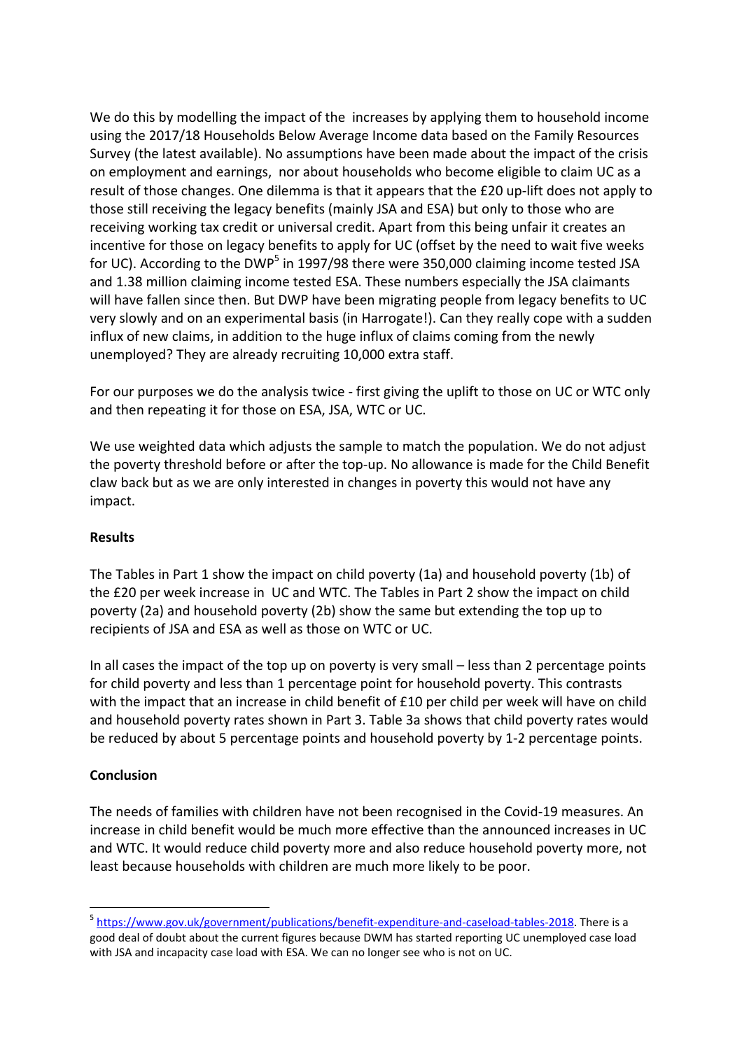We do this by modelling the impact of the increases by applying them to household income using the 2017/18 Households Below Average Income data based on the Family Resources Survey (the latest available). No assumptions have been made about the impact of the crisis on employment and earnings, nor about households who become eligible to claim UC as a result of those changes. One dilemma is that it appears that the £20 up-lift does not apply to those still receiving the legacy benefits (mainly JSA and ESA) but only to those who are receiving working tax credit or universal credit. Apart from this being unfair it creates an incentive for those on legacy benefits to apply for UC (offset by the need to wait five weeks for UC). According to the DWP[5] in 1997/98 there were 350,000 claiming income tested JSA and 1.38 million claiming income tested ESA. These numbers especially the JSA claimants will have fallen since then. But DWP have been migrating people from legacy benefits to UC very slowly and on an experimental basis (in Harrogate!). Can they really cope with a sudden influx of new claims, in addition to the huge influx of claims coming from the newly unemployed? They are already recruiting 10,000 extra staff.

For our purposes we do the analysis twice - first giving the uplift to those on UC or WTC only and then repeating it for those on ESA, JSA, WTC or UC.

We use weighted data which adjusts the sample to match the population. We do not adjust the poverty threshold before or after the top-up. No allowance is made for the Child Benefit claw back but as we are only interested in changes in poverty this would not have any impact.

**Results**

The Tables in Part 1 show the impact on child poverty (1a) and household poverty (1b) of the £20 per week increase in UC and WTC. The Tables in Part 2 show the impact on child poverty (2a) and household poverty (2b) show the same but extending the top up to recipients of JSA and ESA as well as those on WTC or UC.

In all cases the impact of the top up on poverty is very small – less than 2 percentage points for child poverty and less than 1 percentage point for household poverty. This contrasts with the impact that an increase in child benefit of £10 per child per week will have on child and household poverty rates shown in Part 3. Table 3a shows that child poverty rates would be reduced by about 5 percentage points and household poverty by 1-2 percentage points.

**Conclusion**

The needs of families with children have not been recognised in the Covid-19 measures. An increase in child benefit would be much more effective than the announced increases in UC and WTC. It would reduce child poverty more and also reduce household poverty more, not least because households with children are much more likely to be poor.

---

[5] https://www.gov.uk/government/publications/benefit-expenditure-and-caseload-tables-2018. There is a good deal of doubt about the current figures because DWM has started reporting UC unemployed case load with JSA and incapacity case load with ESA. We can no longer see who is not on UC.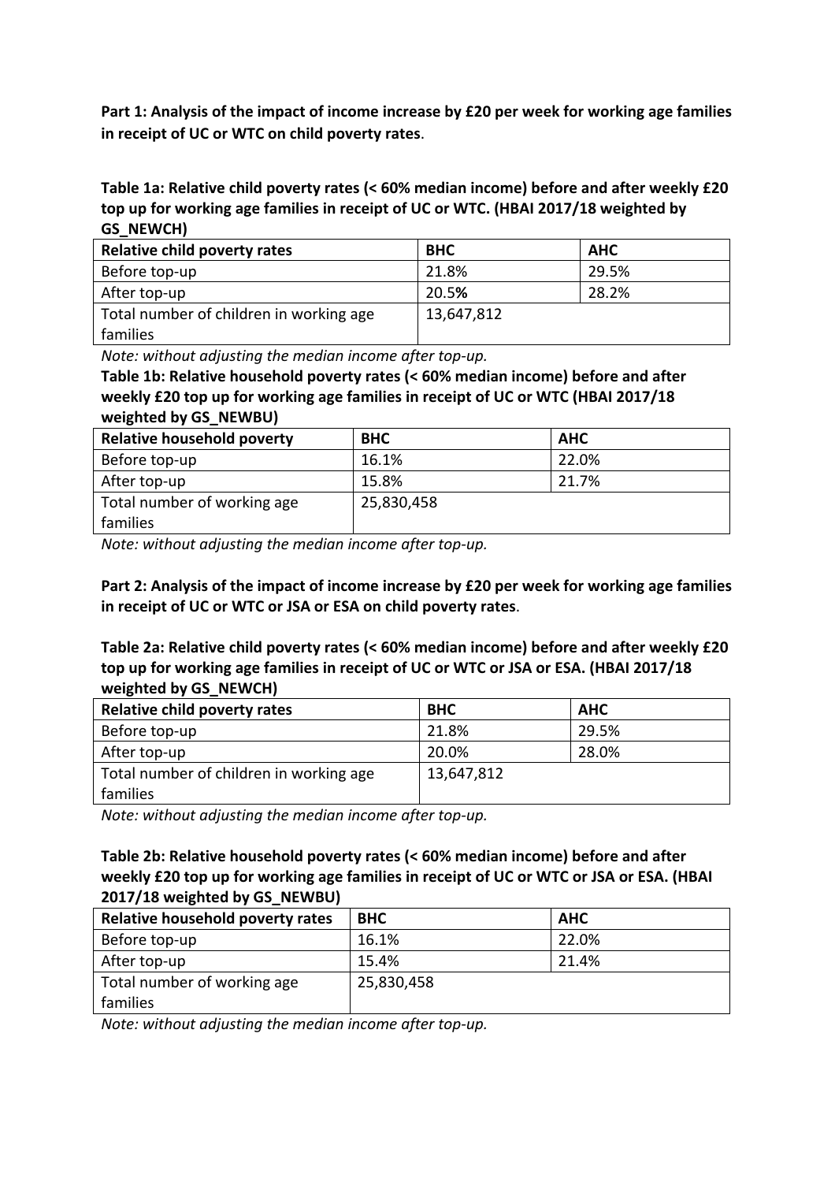**Part 1: Analysis of the impact of income increase by £20 per week for working age families in receipt of UC or WTC on child poverty rates**.

**Table 1a: Relative child poverty rates (< 60% median income) before and after weekly £20 top up for working age families in receipt of UC or WTC. (HBAI 2017/18 weighted by GS_NEWCH)**

| Relative child poverty rates | BHC | AHC |
|---|---|---|
| Before top-up | 21.8% | 29.5% |
| After top-up | 20.5**%** | 28.2% |
| Total number of children in working age families | 13,647,812 | |

*Note: without adjusting the median income after top-up.*

**Table 1b: Relative household poverty rates (< 60% median income) before and after weekly £20 top up for working age families in receipt of UC or WTC (HBAI 2017/18 weighted by GS_NEWBU)**

| Relative household poverty | BHC | AHC |
|---|---|---|
| Before top-up | 16.1% | 22.0% |
| After top-up | 15.8% | 21.7% |
| Total number of working age families | 25,830,458 | |

*Note: without adjusting the median income after top-up.*

**Part 2: Analysis of the impact of income increase by £20 per week for working age families in receipt of UC or WTC or JSA or ESA on child poverty rates**.

**Table 2a: Relative child poverty rates (< 60% median income) before and after weekly £20 top up for working age families in receipt of UC or WTC or JSA or ESA. (HBAI 2017/18 weighted by GS_NEWCH)**

| Relative child poverty rates | BHC | AHC |
|---|---|---|
| Before top-up | 21.8% | 29.5% |
| After top-up | 20.0% | 28.0% |
| Total number of children in working age families | 13,647,812 | |

*Note: without adjusting the median income after top-up.*

**Table 2b: Relative household poverty rates (< 60% median income) before and after weekly £20 top up for working age families in receipt of UC or WTC or JSA or ESA. (HBAI 2017/18 weighted by GS_NEWBU)**

| Relative household poverty rates | BHC | AHC |
|---|---|---|
| Before top-up | 16.1% | 22.0% |
| After top-up | 15.4% | 21.4% |
| Total number of working age families | 25,830,458 | |

*Note: without adjusting the median income after top-up.*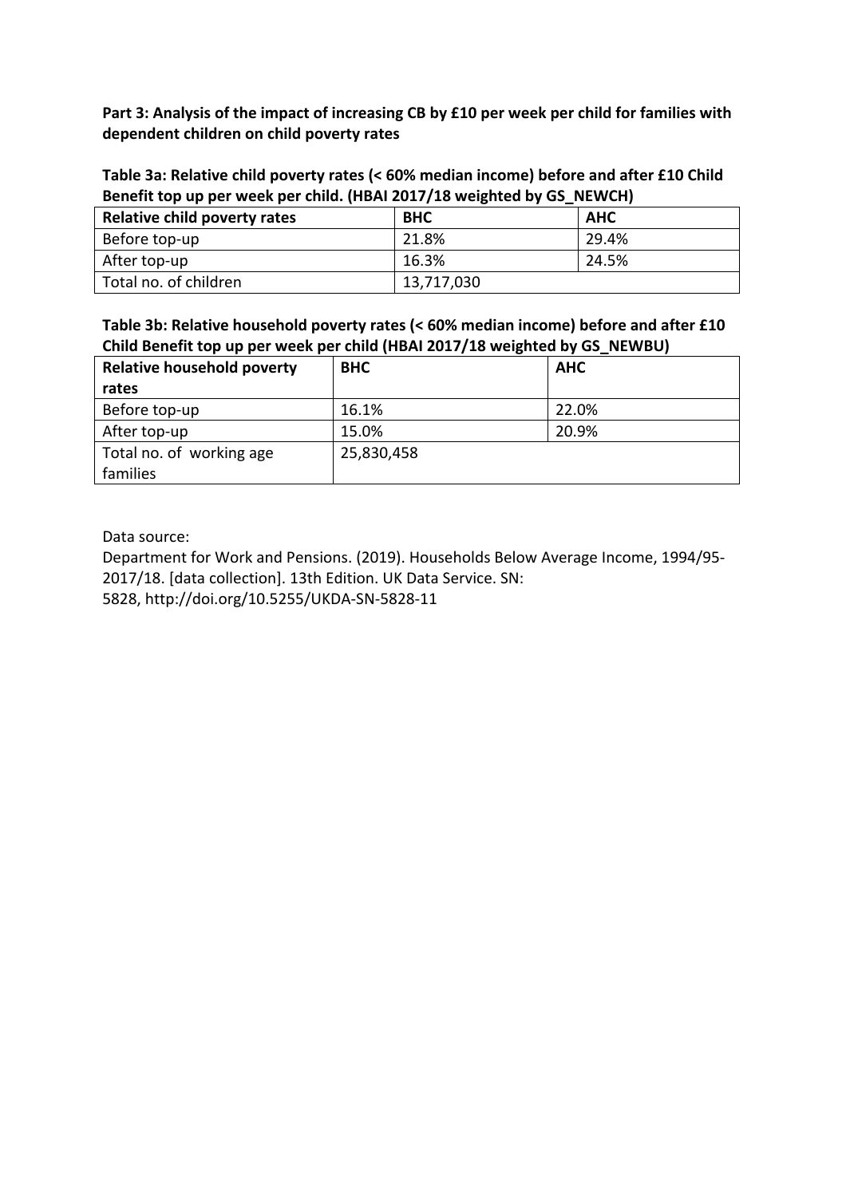**Part 3: Analysis of the impact of increasing CB by £10 per week per child for families with dependent children on child poverty rates**

**Table 3a: Relative child poverty rates (< 60% median income) before and after £10 Child Benefit top up per week per child. (HBAI 2017/18 weighted by GS_NEWCH)**

| Relative child poverty rates | BHC | AHC |
|---|---|---|
| Before top-up | 21.8% | 29.4% |
| After top-up | 16.3% | 24.5% |
| Total no. of children | 13,717,030 | |

**Table 3b: Relative household poverty rates (< 60% median income) before and after £10 Child Benefit top up per week per child (HBAI 2017/18 weighted by GS_NEWBU)**

| Relative household poverty rates | BHC | AHC |
|---|---|---|
| Before top-up | 16.1% | 22.0% |
| After top-up | 15.0% | 20.9% |
| Total no. of working age families | 25,830,458 | |

Data source:

Department for Work and Pensions. (2019). Households Below Average Income, 1994/95-2017/18. [data collection]. 13th Edition. UK Data Service. SN: 5828, http://doi.org/10.5255/UKDA-SN-5828-11